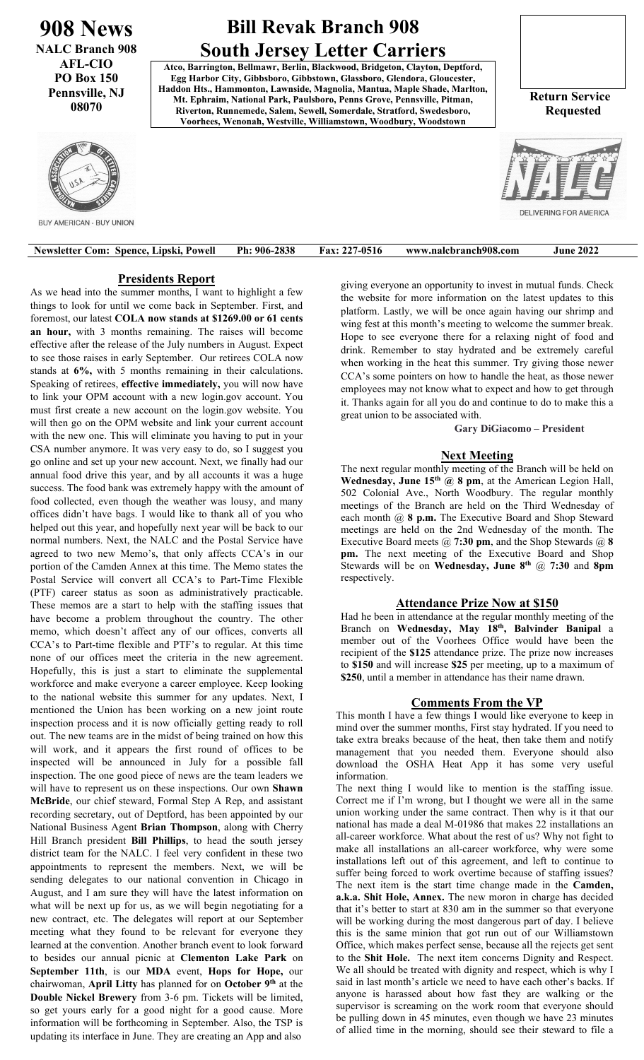# 908 News

**NALC Branch 908**
**AFL-CIO**
**PO Box 150**
**Pennsville, NJ 08070**

# Bill Revak Branch 908
# South Jersey Letter Carriers

**Atco, Barrington, Bellmawr, Berlin, Blackwood, Bridgeton, Clayton, Deptford, Egg Harbor City, Gibbsboro, Gibbstown, Glassboro, Glendora, Gloucester, Haddon Hts., Hammonton, Lawnside, Magnolia, Mantua, Maple Shade, Marlton, Mt. Ephraim, National Park, Paulsboro, Penns Grove, Pennsville, Pitman, Riverton, Runnemede, Salem, Sewell, Somerdale, Stratford, Swedesboro, Voorhees, Wenonah, Westville, Williamstown, Woodbury, Woodstown**

**Return Service Requested**

BUY AMERICAN - BUY UNION

DELIVERING FOR AMERICA

**Newsletter Com: Spence, Lipski, Powell | Ph: 906-2838 | Fax: 227-0516 | www.nalcbranch908.com | June 2022**

## Presidents Report

As we head into the summer months, I want to highlight a few things to look for until we come back in September. First, and foremost, our latest **COLA now stands at $1269.00 or 61 cents an hour,** with 3 months remaining. The raises will become effective after the release of the July numbers in August. Expect to see those raises in early September. Our retirees COLA now stands at **6%,** with 5 months remaining in their calculations. Speaking of retirees, **effective immediately,** you will now have to link your OPM account with a new login.gov account. You must first create a new account on the login.gov website. You will then go on the OPM website and link your current account with the new one. This will eliminate you having to put in your CSA number anymore. It was very easy to do, so I suggest you go online and set up your new account. Next, we finally had our annual food drive this year, and by all accounts it was a huge success. The food bank was extremely happy with the amount of food collected, even though the weather was lousy, and many offices didn't have bags. I would like to thank all of you who helped out this year, and hopefully next year will be back to our normal numbers. Next, the NALC and the Postal Service have agreed to two new Memo's, that only affects CCA's in our portion of the Camden Annex at this time. The Memo states the Postal Service will convert all CCA's to Part-Time Flexible (PTF) career status as soon as administratively practicable. These memos are a start to help with the staffing issues that have become a problem throughout the country. The other memo, which doesn't affect any of our offices, converts all CCA's to Part-time flexible and PTF's to regular. At this time none of our offices meet the criteria in the new agreement. Hopefully, this is just a start to eliminate the supplemental workforce and make everyone a career employee. Keep looking to the national website this summer for any updates. Next, I mentioned the Union has been working on a new joint route inspection process and it is now officially getting ready to roll out. The new teams are in the midst of being trained on how this will work, and it appears the first round of offices to be inspected will be announced in July for a possible fall inspection. The one good piece of news are the team leaders we will have to represent us on these inspections. Our own **Shawn McBride**, our chief steward, Formal Step A Rep, and assistant recording secretary, out of Deptford, has been appointed by our National Business Agent **Brian Thompson**, along with Cherry Hill Branch president **Bill Phillips**, to head the south jersey district team for the NALC. I feel very confident in these two appointments to represent the members. Next, we will be sending delegates to our national convention in Chicago in August, and I am sure they will have the latest information on what will be next up for us, as we will begin negotiating for a new contract, etc. The delegates will report at our September meeting what they found to be relevant for everyone they learned at the convention. Another branch event to look forward to besides our annual picnic at **Clementon Lake Park** on **September 11th**, is our **MDA** event, **Hops for Hope,** our chairwoman, **April Litty** has planned for on **October 9th** at the **Double Nickel Brewery** from 3-6 pm. Tickets will be limited, so get yours early for a good night for a good cause. More information will be forthcoming in September. Also, the TSP is updating its interface in June. They are creating an App and also giving everyone an opportunity to invest in mutual funds. Check the website for more information on the latest updates to this platform. Lastly, we will be once again having our shrimp and wing fest at this month's meeting to welcome the summer break. Hope to see everyone there for a relaxing night of food and drink. Remember to stay hydrated and be extremely careful when working in the heat this summer. Try giving those newer CCA's some pointers on how to handle the heat, as those newer employees may not know what to expect and how to get through it. Thanks again for all you do and continue to do to make this a great union to be associated with.

**Gary DiGiacomo – President**

## Next Meeting

The next regular monthly meeting of the Branch will be held on **Wednesday, June 15th @ 8 pm**, at the American Legion Hall, 502 Colonial Ave., North Woodbury. The regular monthly meetings of the Branch are held on the Third Wednesday of each month @ **8 p.m.** The Executive Board and Shop Steward meetings are held on the 2nd Wednesday of the month. The Executive Board meets @ **7:30 pm**, and the Shop Stewards @ **8 pm.** The next meeting of the Executive Board and Shop Stewards will be on **Wednesday, June 8th** @ **7:30** and **8pm** respectively.

## Attendance Prize Now at $150

Had he been in attendance at the regular monthly meeting of the Branch on **Wednesday, May 18th, Balvinder Banipal** a member out of the Voorhees Office would have been the recipient of the **$125** attendance prize. The prize now increases to **$150** and will increase **$25** per meeting, up to a maximum of **$250**, until a member in attendance has their name drawn.

## Comments From the VP

This month I have a few things I would like everyone to keep in mind over the summer months, First stay hydrated. If you need to take extra breaks because of the heat, then take them and notify management that you needed them. Everyone should also download the OSHA Heat App it has some very useful information.

The next thing I would like to mention is the staffing issue. Correct me if I'm wrong, but I thought we were all in the same union working under the same contract. Then why is it that our national has made a deal M-01986 that makes 22 installations an all-career workforce. What about the rest of us? Why not fight to make all installations an all-career workforce, why were some installations left out of this agreement, and left to continue to suffer being forced to work overtime because of staffing issues? The next item is the start time change made in the **Camden, a.k.a. Shit Hole, Annex.** The new moron in charge has decided that it's better to start at 830 am in the summer so that everyone will be working during the most dangerous part of day. I believe this is the same minion that got run out of our Williamstown Office, which makes perfect sense, because all the rejects get sent to the **Shit Hole.** The next item concerns Dignity and Respect. We all should be treated with dignity and respect, which is why I said in last month's article we need to have each other's backs. If anyone is harassed about how fast they are walking or the supervisor is screaming on the work room that everyone should be pulling down in 45 minutes, even though we have 23 minutes of allied time in the morning, should see their steward to file a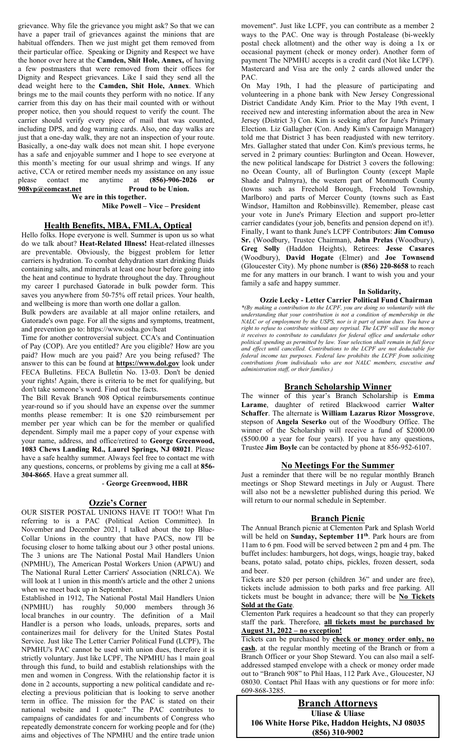grievance. Why file the grievance you might ask? So that we can have a paper trail of grievances against the minions that are habitual offenders. Then we just might get them removed from their particular office. Speaking or Dignity and Respect we have the honor over here at the **Camden, Shit Hole, Annex,** of having a few postmasters that were removed from their offices for Dignity and Respect grievances. Like I said they send all the dead weight here to the **Camden, Shit Hole, Annex**. Which brings me to the mail counts they perform with no notice. If any carrier from this day on has their mail counted with or without proper notice, then you should request to verify the count. The carrier should verify every piece of mail that was counted, including DPS, and dog warning cards. Also, one day walks are just that a one-day walk, they are not an inspection of your route. Basically, a one-day walk does not mean shit. I hope everyone has a safe and enjoyable summer and I hope to see everyone at this month's meeting for our usual shrimp and wings. If any active, CCA or retired member needs my assistance on any issue please contact me anytime at **(856)-906-2026 or 908vp@comcast.net** **Proud to be Union.**

**We are in this together.**

**Mike Powell – Vice – President**

## Health Benefits, MBA, FMLA, Optical

Hello folks. Hope everyone is well. Summer is upon us so what do we talk about? **Heat-Related Illness!** Heat-related illnesses are preventable. Obviously, the biggest problem for letter carriers is hydration. To combat dehydration start drinking fluids containing salts, and minerals at least one hour before going into the heat and continue to hydrate throughout the day. Throughout my career I purchased Gatorade in bulk powder form. This saves you anywhere from 50-75% off retail prices. Your health, and wellbeing is more than worth one dollar a gallon.

Bulk powders are available at all major online retailers, and Gatorade's own page. For all the signs and symptoms, treatment, and prevention go to: https://www.osha.gov/heat

Time for another controversial subject. CCA's and Continuation of Pay (COP). Are you entitled? Are you eligible? How are you paid? How much are you paid? Are you being refused? The answer to this can be found at **https://www.dol.gov** look under FECA Bulletins. FECA Bulletin No. 13-03. Don't be denied your rights! Again, there is criteria to be met for qualifying, but don't take someone's word. Find out the facts.

The Bill Revak Branch 908 Optical reimbursements continue year-round so if you should have an expense over the summer months please remember: It is one $20 reimbursement per member per year which can be for the member or qualified dependent. Simply mail me a paper copy of your expense with your name, address, and office/retired to **George Greenwood, 1083 Chews Landing Rd., Laurel Springs, NJ 08021**. Please have a safe healthy summer. Always feel free to contact me with any questions, concerns, or problems by giving me a call at **856-304-8665**. Have a great summer all.

- **George Greenwood, HBR**

## Ozzie's Corner

OUR SISTER POSTAL UNIONS HAVE IT TOO!! What I'm referring to is a PAC (Political Action Committee). In November and December 2021, I talked about the top Blue-Collar Unions in the country that have PACS, now I'll be focusing closer to home talking about our 3 other postal unions. The 3 unions are The National Postal Mail Handlers Union (NPMHU), The American Postal Workers Union (APWU) and The National Rural Letter Carriers' Association (NRLCA). We will look at 1 union in this month's article and the other 2 unions when we meet back up in September.

Established in 1912, The National Postal Mail Handlers Union (NPMHU) has roughly 50,000 members through 36 local branches in our country. The definition of a Mail Handler is a person who loads, unloads, prepares, sorts and containerizes mail for delivery for the United States Postal Service. Just like The Letter Carrier Political Fund (LCPF), The NPMHU's PAC cannot be used with union dues, therefore it is strictly voluntary. Just like LCPF, The NPMHU has 1 main goal through this fund, to build and establish relationships with the men and women in Congress. With the relationship factor it is done in 2 accounts, supporting a new political candidate and re-electing a previous politician that is looking to serve another term in office. The mission for the PAC is stated on their national website and I quote:" The PAC contributes to campaigns of candidates for and incumbents of Congress who repeatedly demonstrate concern for working people and for (the) aims and objectives of The NPMHU and the entire trade union movement". Just like LCPF, you can contribute as a member 2 ways to the PAC. One way is through Postalease (bi-weekly postal check allotment) and the other way is doing a 1x or occasional payment (check or money order). Another form of payment The NPMHU accepts is a credit card (Not like LCPF). Mastercard and Visa are the only 2 cards allowed under the PAC.

On May 19th, I had the pleasure of participating and volunteering in a phone bank with New Jersey Congressional District Candidate Andy Kim. Prior to the May 19th event, I received new and interesting information about the area in New Jersey (District 3) Con. Kim is seeking after for June's Primary Election. Liz Gallagher (Con. Andy Kim's Campaign Manager) told me that District 3 has been readjusted with new territory. Mrs. Gallagher stated that under Con. Kim's previous terms, he served in 2 primary counties: Burlington and Ocean. However, the new political landscape for District 3 covers the following: no Ocean County, all of Burlington County (except Maple Shade and Palmyra), the western part of Monmouth County (towns such as Freehold Borough, Freehold Township, Marlboro) and parts of Mercer County (towns such as East Windsor, Hamilton and Robbinsville). Remember, please cast your vote in June's Primary Election and support pro-letter carrier candidates (your job, benefits and pension depend on it!). Finally, I want to thank June's LCPF Contributors: **Jim Comuso Sr.** (Woodbury, Trustee Chairman), **John Prelas** (Woodbury), **Greg Solly** (Haddon Heights), Retirees: **Jesse Casares** (Woodbury), **David Hogate** (Elmer) and **Joe Townsend** (Gloucester City). My phone number is **(856) 220-8658** to reach me for any matters in our branch. I want to wish you and your family a safe and happy summer.

**In Solidarity,**

**Ozzie Lecky - Letter Carrier Political Fund Chairman**

*\*(By making a contribution to the LCPF, you are doing so voluntarily with the understanding that your contribution is not a condition of membership in the NALC or of employment by the USPS, nor is it part of union dues. You have a right to refuse to contribute without any reprisal. The LCPF will use the money it receives to contribute to candidates for federal office and undertake other political spending as permitted by law. Your selection shall remain in full force and effect until cancelled. Contributions to the LCPF are not deductable for federal income tax purposes. Federal law prohibits the LCPF from soliciting contributions from individuals who are not NALC members, executive and administration staff, or their families.)*

## Branch Scholarship Winner

The winner of this year's Branch Scholarship is **Emma Larame**, daughter of retired Blackwood carrier **Walter Schaffer**. The alternate is **William Lazarus Rizor Mossgrove**, stepson of **Angela Seserko** out of the Woodbury Office. The winner of the Scholarship will receive a fund of $2000.00 ($500.00 a year for four years). If you have any questions, Trustee **Jim Boyle** can be contacted by phone at 856-952-6107.

## No Meetings For the Summer

Just a reminder that there will be no regular monthly Branch meetings or Shop Steward meetings in July or August. There will also not be a newsletter published during this period. We will return to our normal schedule in September.

## Branch Picnic

The Annual Branch picnic at Clementon Park and Splash World will be held on **Sunday, September 11th**. Park hours are from 11am to 6 pm. Food will be served between 2 pm and 4 pm. The buffet includes: hamburgers, hot dogs, wings, hoagie tray, baked beans, potato salad, potato chips, pickles, frozen dessert, soda and beer.

Tickets are $20 per person (children 36" and under are free), tickets include admission to both parks and free parking. All tickets must be bought in advance; there will be **No Tickets Sold at the Gate**.

Clementon Park requires a headcount so that they can properly staff the park. Therefore, **all tickets must be purchased by August 31, 2022 – no exception!**

Tickets can be purchased by **check or money order only, no cash**, at the regular monthly meeting of the Branch or from a Branch Officer or your Shop Steward. You can also mail a self-addressed stamped envelope with a check or money order made out to "Branch 908" to Phil Haas, 112 Park Ave., Gloucester, NJ 08030. Contact Phil Haas with any questions or for more info: 609-868-3285.

## Branch Attorneys

**Uliase & Uliase**
**106 White Horse Pike, Haddon Heights, NJ 08035**
**(856) 310-9002**